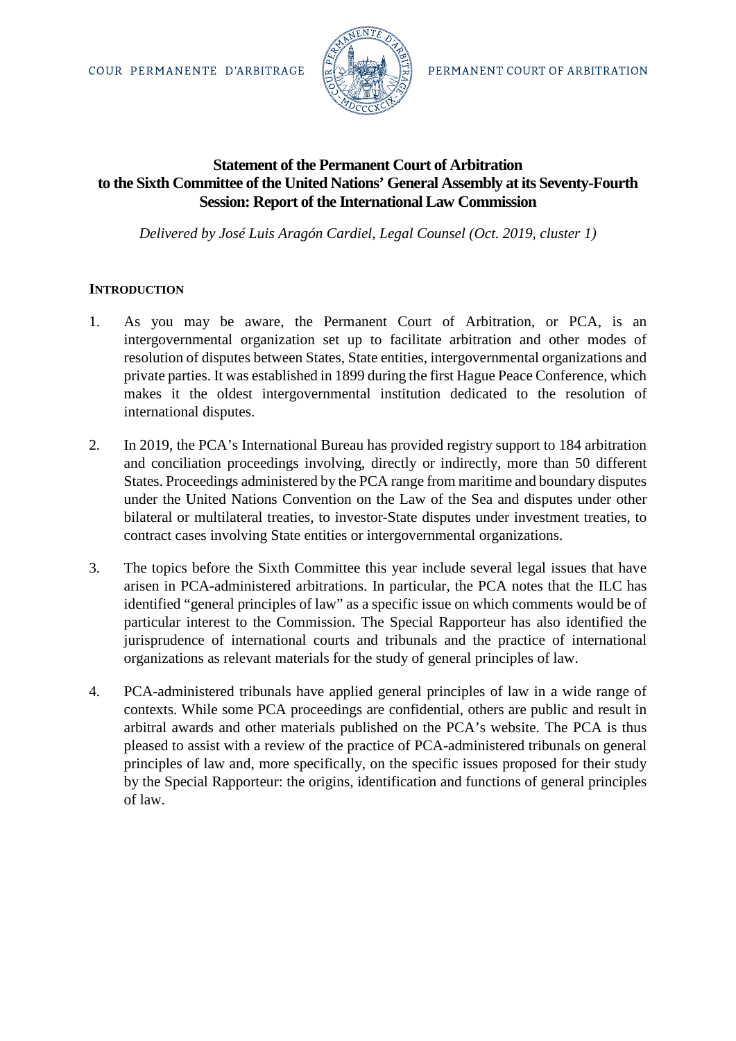COUR PERMANENTE D'ARBITRAGE

PERMANENT COURT OF ARBITRATION

**Statement of the Permanent Court of Arbitration to the Sixth Committee of the United Nations' General Assembly at its Seventy-Fourth Session: Report of the International Law Commission**

*Delivered by José Luis Aragón Cardiel, Legal Counsel (Oct. 2019, cluster 1)*

## INTRODUCTION

1. As you may be aware, the Permanent Court of Arbitration, or PCA, is an intergovernmental organization set up to facilitate arbitration and other modes of resolution of disputes between States, State entities, intergovernmental organizations and private parties. It was established in 1899 during the first Hague Peace Conference, which makes it the oldest intergovernmental institution dedicated to the resolution of international disputes.

2. In 2019, the PCA's International Bureau has provided registry support to 184 arbitration and conciliation proceedings involving, directly or indirectly, more than 50 different States. Proceedings administered by the PCA range from maritime and boundary disputes under the United Nations Convention on the Law of the Sea and disputes under other bilateral or multilateral treaties, to investor-State disputes under investment treaties, to contract cases involving State entities or intergovernmental organizations.

3. The topics before the Sixth Committee this year include several legal issues that have arisen in PCA-administered arbitrations. In particular, the PCA notes that the ILC has identified "general principles of law" as a specific issue on which comments would be of particular interest to the Commission. The Special Rapporteur has also identified the jurisprudence of international courts and tribunals and the practice of international organizations as relevant materials for the study of general principles of law.

4. PCA-administered tribunals have applied general principles of law in a wide range of contexts. While some PCA proceedings are confidential, others are public and result in arbitral awards and other materials published on the PCA's website. The PCA is thus pleased to assist with a review of the practice of PCA-administered tribunals on general principles of law and, more specifically, on the specific issues proposed for their study by the Special Rapporteur: the origins, identification and functions of general principles of law.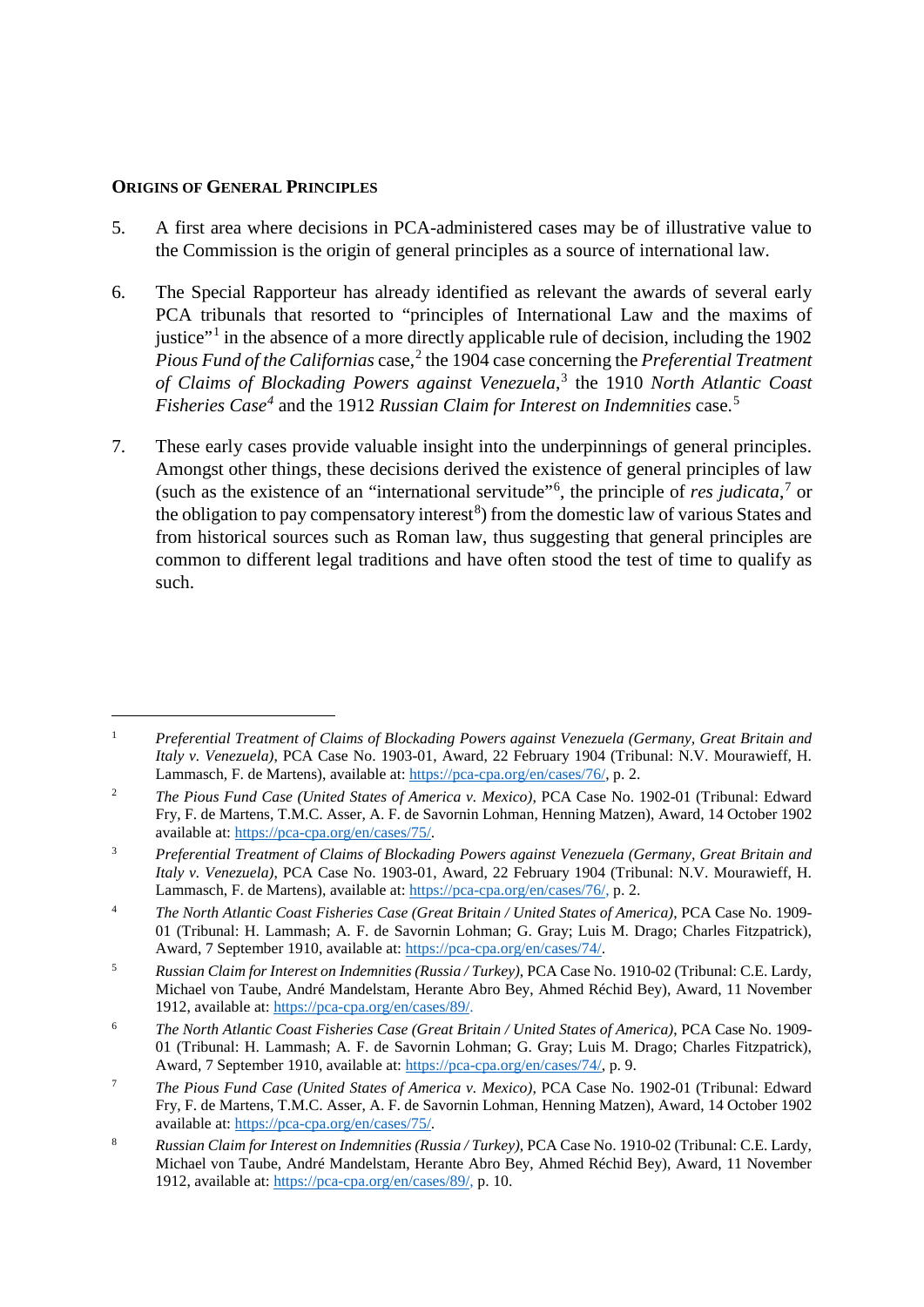**ORIGINS OF GENERAL PRINCIPLES**

5. A first area where decisions in PCA-administered cases may be of illustrative value to the Commission is the origin of general principles as a source of international law.

6. The Special Rapporteur has already identified as relevant the awards of several early PCA tribunals that resorted to "principles of International Law and the maxims of justice"[1] in the absence of a more directly applicable rule of decision, including the 1902 *Pious Fund of the Californias* case,[2] the 1904 case concerning the *Preferential Treatment of Claims of Blockading Powers against Venezuela*,[3] the 1910 *North Atlantic Coast Fisheries Case*[4] and the 1912 *Russian Claim for Interest on Indemnities* case.[5]

7. These early cases provide valuable insight into the underpinnings of general principles. Amongst other things, these decisions derived the existence of general principles of law (such as the existence of an "international servitude"[6], the principle of *res judicata*,[7] or the obligation to pay compensatory interest[8]) from the domestic law of various States and from historical sources such as Roman law, thus suggesting that general principles are common to different legal traditions and have often stood the test of time to qualify as such.

---

[1] *Preferential Treatment of Claims of Blockading Powers against Venezuela (Germany, Great Britain and Italy v. Venezuela)*, PCA Case No. 1903-01, Award, 22 February 1904 (Tribunal: N.V. Mourawieff, H. Lammasch, F. de Martens), available at: https://pca-cpa.org/en/cases/76/, p. 2.

[2] *The Pious Fund Case (United States of America v. Mexico)*, PCA Case No. 1902-01 (Tribunal: Edward Fry, F. de Martens, T.M.C. Asser, A. F. de Savornin Lohman, Henning Matzen), Award, 14 October 1902 available at: https://pca-cpa.org/en/cases/75/.

[3] *Preferential Treatment of Claims of Blockading Powers against Venezuela (Germany, Great Britain and Italy v. Venezuela)*, PCA Case No. 1903-01, Award, 22 February 1904 (Tribunal: N.V. Mourawieff, H. Lammasch, F. de Martens), available at: https://pca-cpa.org/en/cases/76/, p. 2.

[4] *The North Atlantic Coast Fisheries Case (Great Britain / United States of America)*, PCA Case No. 1909-01 (Tribunal: H. Lammash; A. F. de Savornin Lohman; G. Gray; Luis M. Drago; Charles Fitzpatrick), Award, 7 September 1910, available at: https://pca-cpa.org/en/cases/74/.

[5] *Russian Claim for Interest on Indemnities (Russia / Turkey)*, PCA Case No. 1910-02 (Tribunal: C.E. Lardy, Michael von Taube, André Mandelstam, Herante Abro Bey, Ahmed Réchid Bey), Award, 11 November 1912, available at: https://pca-cpa.org/en/cases/89/.

[6] *The North Atlantic Coast Fisheries Case (Great Britain / United States of America)*, PCA Case No. 1909-01 (Tribunal: H. Lammash; A. F. de Savornin Lohman; G. Gray; Luis M. Drago; Charles Fitzpatrick), Award, 7 September 1910, available at: https://pca-cpa.org/en/cases/74/, p. 9.

[7] *The Pious Fund Case (United States of America v. Mexico)*, PCA Case No. 1902-01 (Tribunal: Edward Fry, F. de Martens, T.M.C. Asser, A. F. de Savornin Lohman, Henning Matzen), Award, 14 October 1902 available at: https://pca-cpa.org/en/cases/75/.

[8] *Russian Claim for Interest on Indemnities (Russia / Turkey)*, PCA Case No. 1910-02 (Tribunal: C.E. Lardy, Michael von Taube, André Mandelstam, Herante Abro Bey, Ahmed Réchid Bey), Award, 11 November 1912, available at: https://pca-cpa.org/en/cases/89/, p. 10.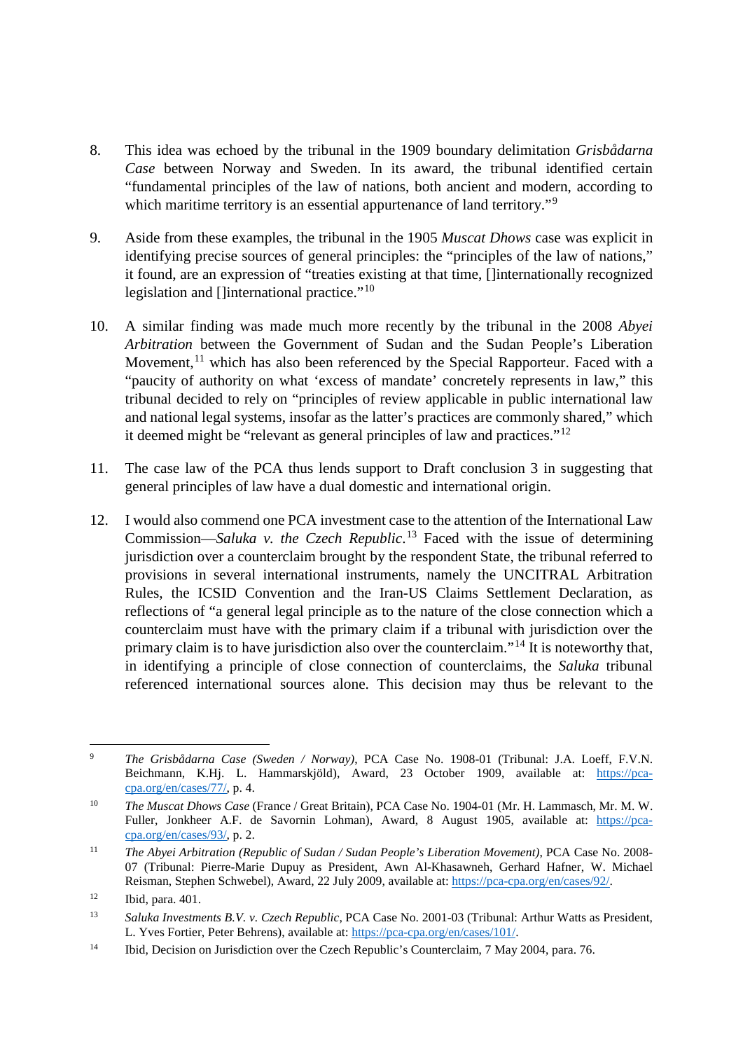8. This idea was echoed by the tribunal in the 1909 boundary delimitation *Grisbådarna Case* between Norway and Sweden. In its award, the tribunal identified certain "fundamental principles of the law of nations, both ancient and modern, according to which maritime territory is an essential appurtenance of land territory."[9]

9. Aside from these examples, the tribunal in the 1905 *Muscat Dhows* case was explicit in identifying precise sources of general principles: the "principles of the law of nations," it found, are an expression of "treaties existing at that time, []internationally recognized legislation and []international practice."[10]

10. A similar finding was made much more recently by the tribunal in the 2008 *Abyei Arbitration* between the Government of Sudan and the Sudan People's Liberation Movement,[11] which has also been referenced by the Special Rapporteur. Faced with a "paucity of authority on what 'excess of mandate' concretely represents in law," this tribunal decided to rely on "principles of review applicable in public international law and national legal systems, insofar as the latter's practices are commonly shared," which it deemed might be "relevant as general principles of law and practices."[12]

11. The case law of the PCA thus lends support to Draft conclusion 3 in suggesting that general principles of law have a dual domestic and international origin.

12. I would also commend one PCA investment case to the attention of the International Law Commission—*Saluka v. the Czech Republic*.[13] Faced with the issue of determining jurisdiction over a counterclaim brought by the respondent State, the tribunal referred to provisions in several international instruments, namely the UNCITRAL Arbitration Rules, the ICSID Convention and the Iran-US Claims Settlement Declaration, as reflections of "a general legal principle as to the nature of the close connection which a counterclaim must have with the primary claim if a tribunal with jurisdiction over the primary claim is to have jurisdiction also over the counterclaim."[14] It is noteworthy that, in identifying a principle of close connection of counterclaims, the *Saluka* tribunal referenced international sources alone. This decision may thus be relevant to the

---

[9] *The Grisbådarna Case (Sweden / Norway)*, PCA Case No. 1908-01 (Tribunal: J.A. Loeff, F.V.N. Beichmann, K.Hj. L. Hammarskjöld), Award, 23 October 1909, available at: https://pca-cpa.org/en/cases/77/, p. 4.

[10] *The Muscat Dhows Case* (France / Great Britain), PCA Case No. 1904-01 (Mr. H. Lammasch, Mr. M. W. Fuller, Jonkheer A.F. de Savornin Lohman), Award, 8 August 1905, available at: https://pca-cpa.org/en/cases/93/, p. 2.

[11] *The Abyei Arbitration (Republic of Sudan / Sudan People's Liberation Movement)*, PCA Case No. 2008-07 (Tribunal: Pierre-Marie Dupuy as President, Awn Al-Khasawneh, Gerhard Hafner, W. Michael Reisman, Stephen Schwebel), Award, 22 July 2009, available at: https://pca-cpa.org/en/cases/92/.

[12] Ibid, para. 401.

[13] *Saluka Investments B.V. v. Czech Republic*, PCA Case No. 2001-03 (Tribunal: Arthur Watts as President, L. Yves Fortier, Peter Behrens), available at: https://pca-cpa.org/en/cases/101/.

[14] Ibid, Decision on Jurisdiction over the Czech Republic's Counterclaim, 7 May 2004, para. 76.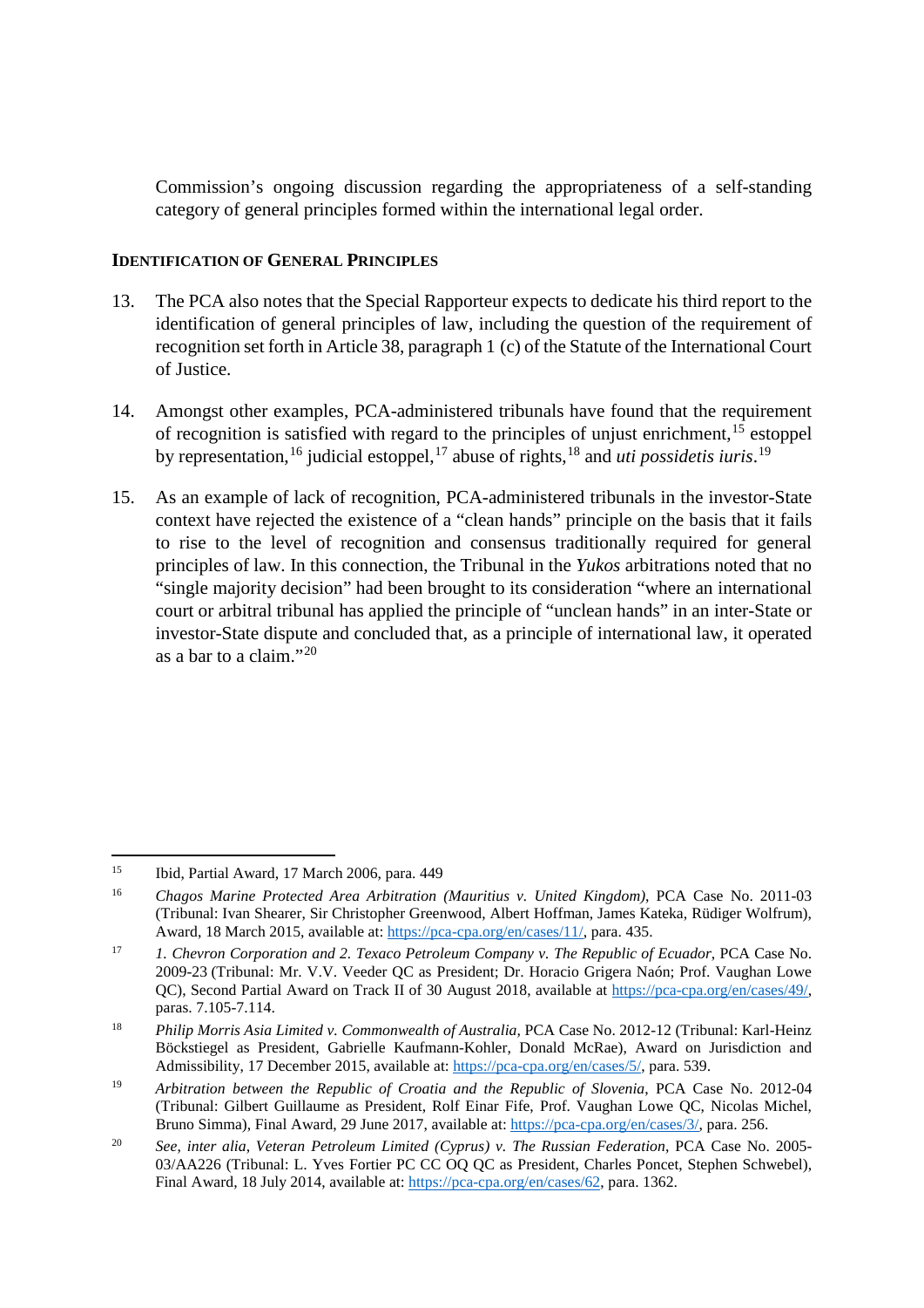Commission's ongoing discussion regarding the appropriateness of a self-standing category of general principles formed within the international legal order.

**IDENTIFICATION OF GENERAL PRINCIPLES**

13. The PCA also notes that the Special Rapporteur expects to dedicate his third report to the identification of general principles of law, including the question of the requirement of recognition set forth in Article 38, paragraph 1 (c) of the Statute of the International Court of Justice.

14. Amongst other examples, PCA-administered tribunals have found that the requirement of recognition is satisfied with regard to the principles of unjust enrichment,[15] estoppel by representation,[16] judicial estoppel,[17] abuse of rights,[18] and *uti possidetis iuris*.[19]

15. As an example of lack of recognition, PCA-administered tribunals in the investor-State context have rejected the existence of a "clean hands" principle on the basis that it fails to rise to the level of recognition and consensus traditionally required for general principles of law. In this connection, the Tribunal in the *Yukos* arbitrations noted that no "single majority decision" had been brought to its consideration "where an international court or arbitral tribunal has applied the principle of "unclean hands" in an inter-State or investor-State dispute and concluded that, as a principle of international law, it operated as a bar to a claim."[20]

---

[15] Ibid, Partial Award, 17 March 2006, para. 449

[16] *Chagos Marine Protected Area Arbitration (Mauritius v. United Kingdom)*, PCA Case No. 2011-03 (Tribunal: Ivan Shearer, Sir Christopher Greenwood, Albert Hoffman, James Kateka, Rüdiger Wolfrum), Award, 18 March 2015, available at: https://pca-cpa.org/en/cases/11/, para. 435.

[17] *1. Chevron Corporation and 2. Texaco Petroleum Company v. The Republic of Ecuador*, PCA Case No. 2009-23 (Tribunal: Mr. V.V. Veeder QC as President; Dr. Horacio Grigera Naón; Prof. Vaughan Lowe QC), Second Partial Award on Track II of 30 August 2018, available at https://pca-cpa.org/en/cases/49/, paras. 7.105-7.114.

[18] *Philip Morris Asia Limited v. Commonwealth of Australia,* PCA Case No. 2012-12 (Tribunal: Karl-Heinz Böckstiegel as President, Gabrielle Kaufmann-Kohler, Donald McRae), Award on Jurisdiction and Admissibility, 17 December 2015, available at: https://pca-cpa.org/en/cases/5/, para. 539.

[19] *Arbitration between the Republic of Croatia and the Republic of Slovenia*, PCA Case No. 2012-04 (Tribunal: Gilbert Guillaume as President, Rolf Einar Fife, Prof. Vaughan Lowe QC, Nicolas Michel, Bruno Simma), Final Award, 29 June 2017, available at: https://pca-cpa.org/en/cases/3/, para. 256.

[20] *See, inter alia, Veteran Petroleum Limited (Cyprus) v. The Russian Federation*, PCA Case No. 2005-03/AA226 (Tribunal: L. Yves Fortier PC CC OQ QC as President, Charles Poncet, Stephen Schwebel), Final Award, 18 July 2014, available at: https://pca-cpa.org/en/cases/62, para. 1362.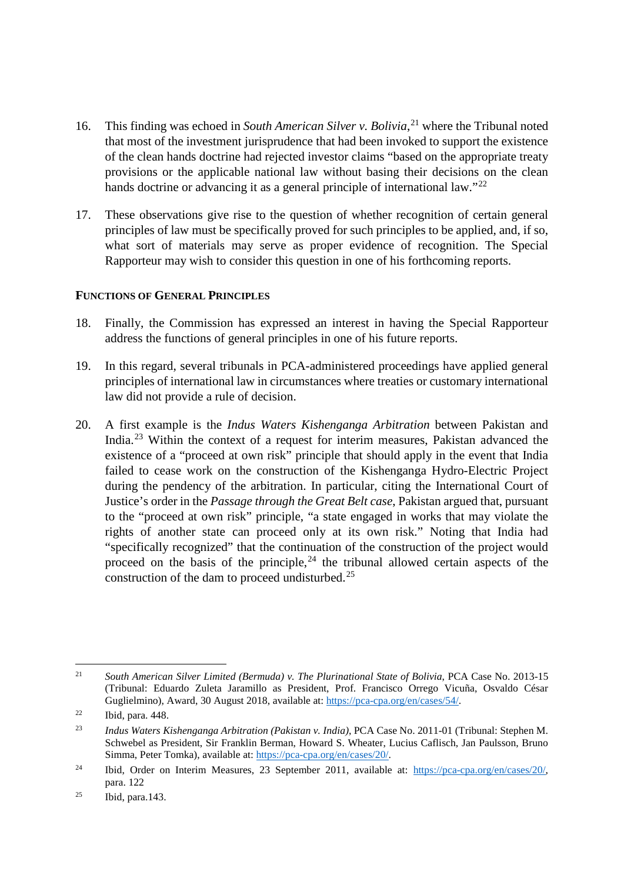16. This finding was echoed in *South American Silver v. Bolivia*,[21] where the Tribunal noted that most of the investment jurisprudence that had been invoked to support the existence of the clean hands doctrine had rejected investor claims "based on the appropriate treaty provisions or the applicable national law without basing their decisions on the clean hands doctrine or advancing it as a general principle of international law."[22]

17. These observations give rise to the question of whether recognition of certain general principles of law must be specifically proved for such principles to be applied, and, if so, what sort of materials may serve as proper evidence of recognition. The Special Rapporteur may wish to consider this question in one of his forthcoming reports.

**FUNCTIONS OF GENERAL PRINCIPLES**

18. Finally, the Commission has expressed an interest in having the Special Rapporteur address the functions of general principles in one of his future reports.

19. In this regard, several tribunals in PCA-administered proceedings have applied general principles of international law in circumstances where treaties or customary international law did not provide a rule of decision.

20. A first example is the *Indus Waters Kishenganga Arbitration* between Pakistan and India.[23] Within the context of a request for interim measures, Pakistan advanced the existence of a "proceed at own risk" principle that should apply in the event that India failed to cease work on the construction of the Kishenganga Hydro-Electric Project during the pendency of the arbitration. In particular, citing the International Court of Justice's order in the *Passage through the Great Belt case*, Pakistan argued that, pursuant to the "proceed at own risk" principle, "a state engaged in works that may violate the rights of another state can proceed only at its own risk." Noting that India had "specifically recognized" that the continuation of the construction of the project would proceed on the basis of the principle,[24] the tribunal allowed certain aspects of the construction of the dam to proceed undisturbed.[25]

---

[21] *South American Silver Limited (Bermuda) v. The Plurinational State of Bolivia*, PCA Case No. 2013-15 (Tribunal: Eduardo Zuleta Jaramillo as President, Prof. Francisco Orrego Vicuña, Osvaldo César Guglielmino), Award, 30 August 2018, available at: https://pca-cpa.org/en/cases/54/.

[22] Ibid, para. 448.

[23] *Indus Waters Kishenganga Arbitration (Pakistan v. India)*, PCA Case No. 2011-01 (Tribunal: Stephen M. Schwebel as President, Sir Franklin Berman, Howard S. Wheater, Lucius Caflisch, Jan Paulsson, Bruno Simma, Peter Tomka), available at: https://pca-cpa.org/en/cases/20/.

[24] Ibid, Order on Interim Measures, 23 September 2011, available at: https://pca-cpa.org/en/cases/20/, para. 122

[25] Ibid, para.143.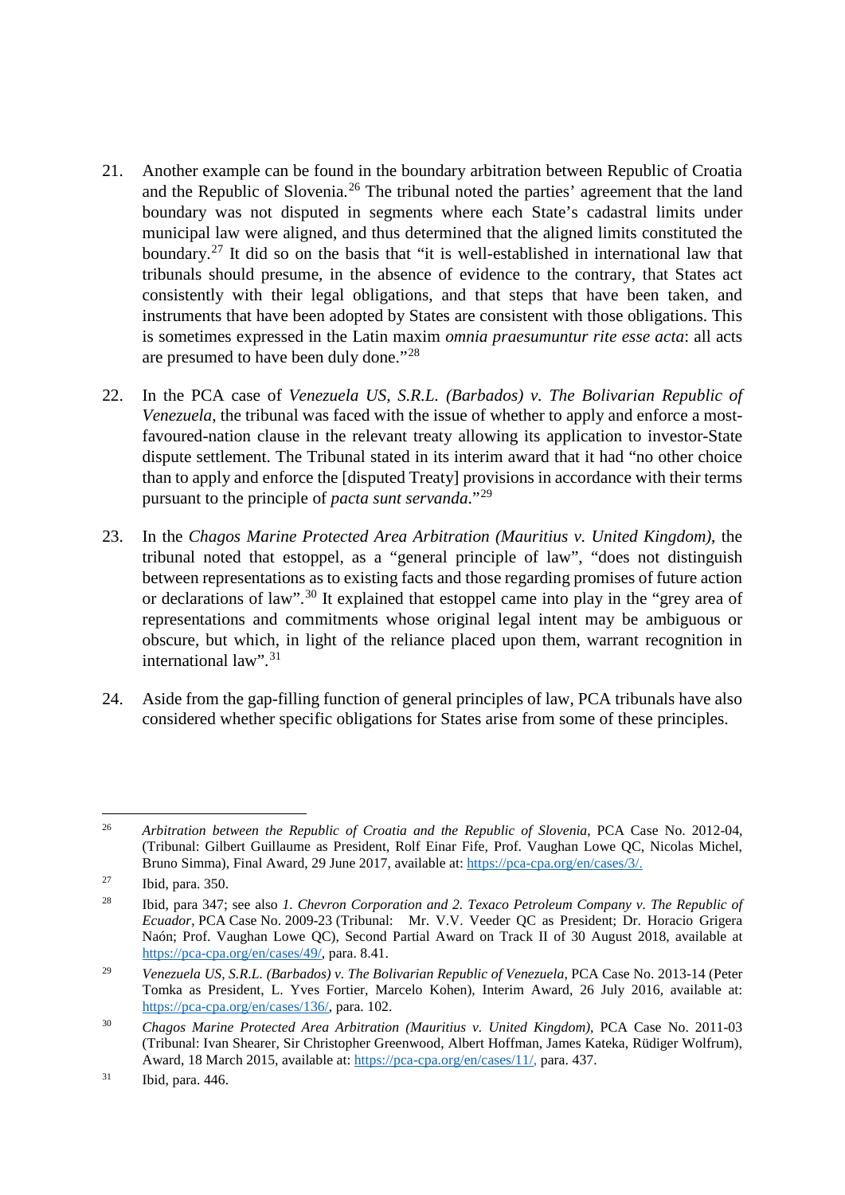21. Another example can be found in the boundary arbitration between Republic of Croatia and the Republic of Slovenia.[26] The tribunal noted the parties' agreement that the land boundary was not disputed in segments where each State's cadastral limits under municipal law were aligned, and thus determined that the aligned limits constituted the boundary.[27] It did so on the basis that "it is well-established in international law that tribunals should presume, in the absence of evidence to the contrary, that States act consistently with their legal obligations, and that steps that have been taken, and instruments that have been adopted by States are consistent with those obligations. This is sometimes expressed in the Latin maxim *omnia praesumuntur rite esse acta*: all acts are presumed to have been duly done."[28]

22. In the PCA case of *Venezuela US, S.R.L. (Barbados) v. The Bolivarian Republic of Venezuela*, the tribunal was faced with the issue of whether to apply and enforce a most-favoured-nation clause in the relevant treaty allowing its application to investor-State dispute settlement. The Tribunal stated in its interim award that it had "no other choice than to apply and enforce the [disputed Treaty] provisions in accordance with their terms pursuant to the principle of *pacta sunt servanda*."[29]

23. In the *Chagos Marine Protected Area Arbitration (Mauritius v. United Kingdom)*, the tribunal noted that estoppel, as a "general principle of law", "does not distinguish between representations as to existing facts and those regarding promises of future action or declarations of law".[30] It explained that estoppel came into play in the "grey area of representations and commitments whose original legal intent may be ambiguous or obscure, but which, in light of the reliance placed upon them, warrant recognition in international law".[31]

24. Aside from the gap-filling function of general principles of law, PCA tribunals have also considered whether specific obligations for States arise from some of these principles.

---

[26] *Arbitration between the Republic of Croatia and the Republic of Slovenia*, PCA Case No. 2012-04, (Tribunal: Gilbert Guillaume as President, Rolf Einar Fife, Prof. Vaughan Lowe QC, Nicolas Michel, Bruno Simma), Final Award, 29 June 2017, available at: https://pca-cpa.org/en/cases/3/.

[27] Ibid, para. 350.

[28] Ibid, para 347; see also *1. Chevron Corporation and 2. Texaco Petroleum Company v. The Republic of Ecuador*, PCA Case No. 2009-23 (Tribunal: Mr. V.V. Veeder QC as President; Dr. Horacio Grigera Naón; Prof. Vaughan Lowe QC), Second Partial Award on Track II of 30 August 2018, available at https://pca-cpa.org/en/cases/49/, para. 8.41.

[29] *Venezuela US, S.R.L. (Barbados) v. The Bolivarian Republic of Venezuela*, PCA Case No. 2013-14 (Peter Tomka as President, L. Yves Fortier, Marcelo Kohen), Interim Award, 26 July 2016, available at: https://pca-cpa.org/en/cases/136/, para. 102.

[30] *Chagos Marine Protected Area Arbitration (Mauritius v. United Kingdom)*, PCA Case No. 2011-03 (Tribunal: Ivan Shearer, Sir Christopher Greenwood, Albert Hoffman, James Kateka, Rüdiger Wolfrum), Award, 18 March 2015, available at: https://pca-cpa.org/en/cases/11/, para. 437.

[31] Ibid, para. 446.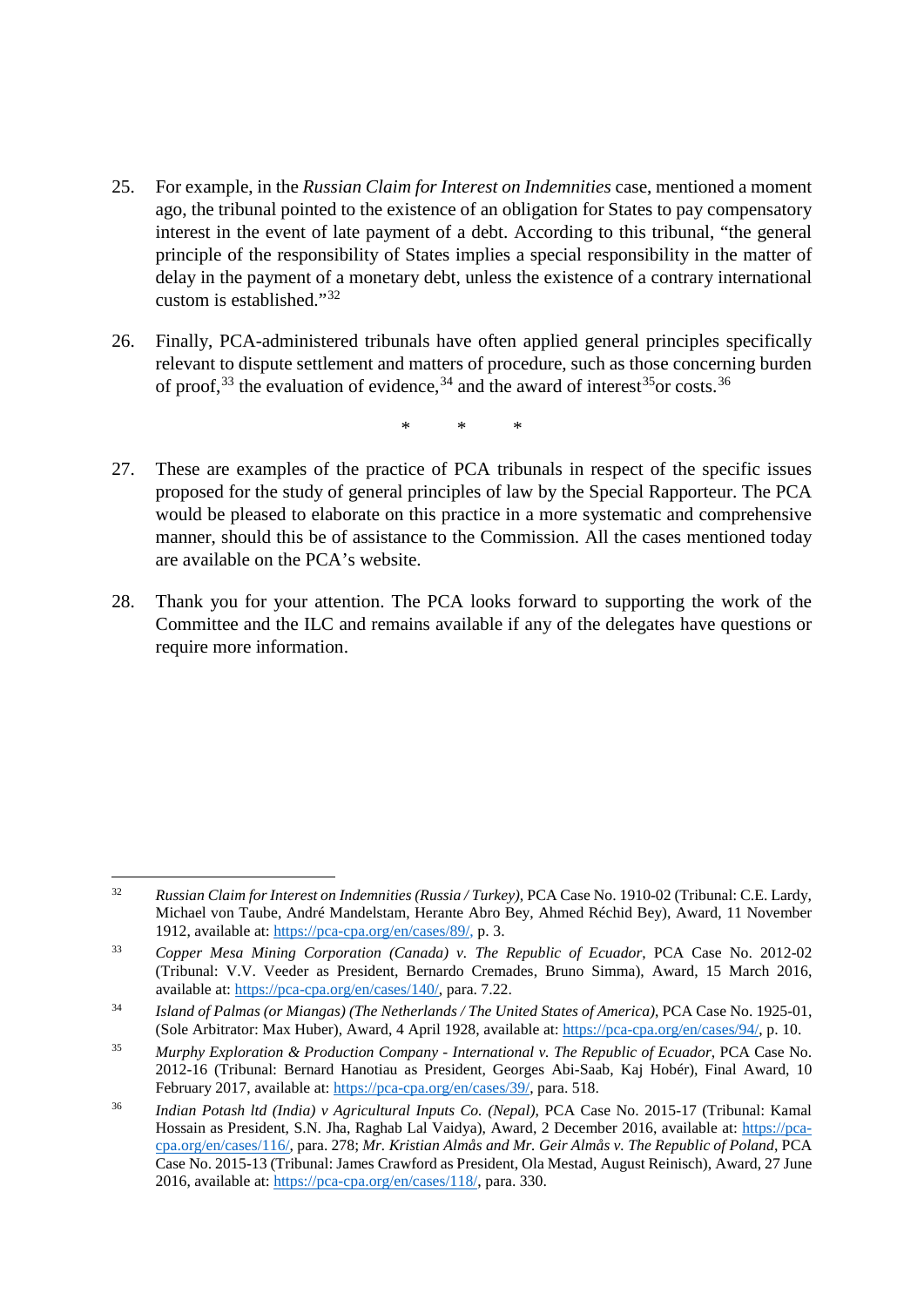25. For example, in the *Russian Claim for Interest on Indemnities* case, mentioned a moment ago, the tribunal pointed to the existence of an obligation for States to pay compensatory interest in the event of late payment of a debt. According to this tribunal, "the general principle of the responsibility of States implies a special responsibility in the matter of delay in the payment of a monetary debt, unless the existence of a contrary international custom is established."[32]

26. Finally, PCA-administered tribunals have often applied general principles specifically relevant to dispute settlement and matters of procedure, such as those concerning burden of proof,[33] the evaluation of evidence,[34] and the award of interest[35]or costs.[36]

\* \* \*

27. These are examples of the practice of PCA tribunals in respect of the specific issues proposed for the study of general principles of law by the Special Rapporteur. The PCA would be pleased to elaborate on this practice in a more systematic and comprehensive manner, should this be of assistance to the Commission. All the cases mentioned today are available on the PCA's website.

28. Thank you for your attention. The PCA looks forward to supporting the work of the Committee and the ILC and remains available if any of the delegates have questions or require more information.

---

[32] *Russian Claim for Interest on Indemnities (Russia / Turkey)*, PCA Case No. 1910-02 (Tribunal: C.E. Lardy, Michael von Taube, André Mandelstam, Herante Abro Bey, Ahmed Réchid Bey), Award, 11 November 1912, available at: https://pca-cpa.org/en/cases/89/, p. 3.

[33] *Copper Mesa Mining Corporation (Canada) v. The Republic of Ecuador*, PCA Case No. 2012-02 (Tribunal: V.V. Veeder as President, Bernardo Cremades, Bruno Simma), Award, 15 March 2016, available at: https://pca-cpa.org/en/cases/140/, para. 7.22.

[34] *Island of Palmas (or Miangas) (The Netherlands / The United States of America)*, PCA Case No. 1925-01, (Sole Arbitrator: Max Huber), Award, 4 April 1928, available at: https://pca-cpa.org/en/cases/94/, p. 10.

[35] *Murphy Exploration & Production Company - International v. The Republic of Ecuador*, PCA Case No. 2012-16 (Tribunal: Bernard Hanotiau as President, Georges Abi-Saab, Kaj Hobér), Final Award, 10 February 2017, available at: https://pca-cpa.org/en/cases/39/, para. 518.

[36] *Indian Potash ltd (India) v Agricultural Inputs Co. (Nepal)*, PCA Case No. 2015-17 (Tribunal: Kamal Hossain as President, S.N. Jha, Raghab Lal Vaidya), Award, 2 December 2016, available at: https://pca-cpa.org/en/cases/116/, para. 278; *Mr. Kristian Almås and Mr. Geir Almås v. The Republic of Poland*, PCA Case No. 2015-13 (Tribunal: James Crawford as President, Ola Mestad, August Reinisch), Award, 27 June 2016, available at: https://pca-cpa.org/en/cases/118/, para. 330.